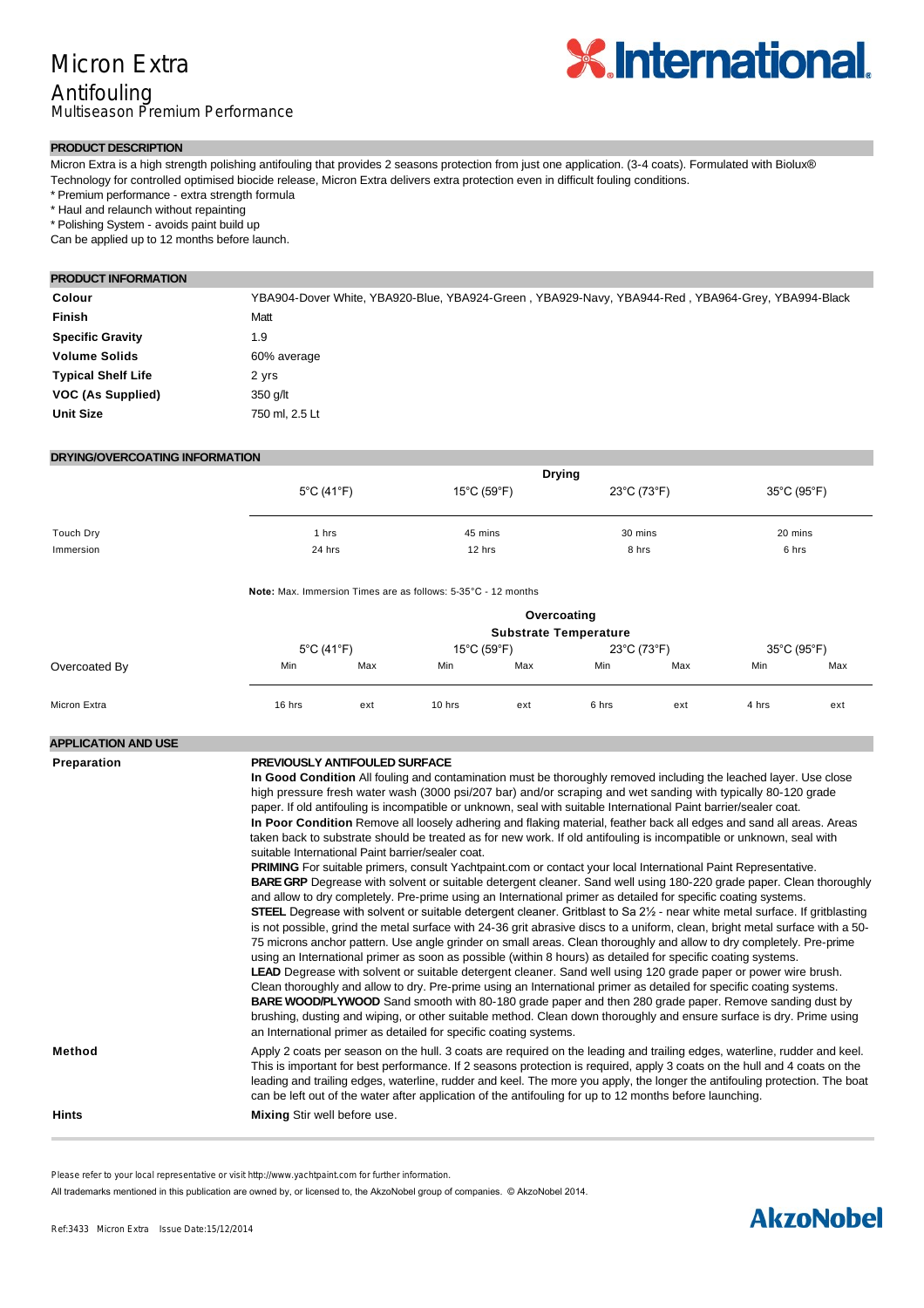# Micron Extra Antifouling

Multiseason Premium Performance

## PRODUCT DESCRIPTION

Micron Extra is a high strength polishing antifouling that provides 2 seasons protection from just one application. (3-4 coats). Formulated with Biolux® Technology for controlled optimised biocide release, Micron Extra delivers extra protection even in difficult fouling conditions.

* Premium performance - extra strength formula
* Haul and relaunch without repainting
* Polishing System - avoids paint build up

Can be applied up to 12 months before launch.

## PRODUCT INFORMATION

| | |
|---|---|
| **Colour** | YBA904-Dover White, YBA920-Blue, YBA924-Green , YBA929-Navy, YBA944-Red , YBA964-Grey, YBA994-Black |
| **Finish** | Matt |
| **Specific Gravity** | 1.9 |
| **Volume Solids** | 60% average |
| **Typical Shelf Life** | 2 yrs |
| **VOC (As Supplied)** | 350 g/lt |
| **Unit Size** | 750 ml, 2.5 Lt |

## DRYING/OVERCOATING INFORMATION

| | Drying | | | |
|---|---|---|---|---|
| | 5°C (41°F) | 15°C (59°F) | 23°C (73°F) | 35°C (95°F) |
| Touch Dry | 1 hrs | 45 mins | 30 mins | 20 mins |
| Immersion | 24 hrs | 12 hrs | 8 hrs | 6 hrs |

**Note:** Max. Immersion Times are as follows: 5-35°C - 12 months

| | Overcoating Substrate Temperature | | | | | | | |
|---|---|---|---|---|---|---|---|---|
| | 5°C (41°F) | | 15°C (59°F) | | 23°C (73°F) | | 35°C (95°F) | |
| Overcoated By | Min | Max | Min | Max | Min | Max | Min | Max |
| Micron Extra | 16 hrs | ext | 10 hrs | ext | 6 hrs | ext | 4 hrs | ext |

## APPLICATION AND USE

**Preparation**

**PREVIOUSLY ANTIFOULED SURFACE**

**In Good Condition** All fouling and contamination must be thoroughly removed including the leached layer. Use close high pressure fresh water wash (3000 psi/207 bar) and/or scraping and wet sanding with typically 80-120 grade paper. If old antifouling is incompatible or unknown, seal with suitable International Paint barrier/sealer coat.

**In Poor Condition** Remove all loosely adhering and flaking material, feather back all edges and sand all areas. Areas taken back to substrate should be treated as for new work. If old antifouling is incompatible or unknown, seal with suitable International Paint barrier/sealer coat.

**PRIMING** For suitable primers, consult Yachtpaint.com or contact your local International Paint Representative.

**BARE GRP** Degrease with solvent or suitable detergent cleaner. Sand well using 180-220 grade paper. Clean thoroughly and allow to dry completely. Pre-prime using an International primer as detailed for specific coating systems.

**STEEL** Degrease with solvent or suitable detergent cleaner. Gritblast to Sa 2½ - near white metal surface. If gritblasting is not possible, grind the metal surface with 24-36 grit abrasive discs to a uniform, clean, bright metal surface with a 50-75 microns anchor pattern. Use angle grinder on small areas. Clean thoroughly and allow to dry completely. Pre-prime using an International primer as soon as possible (within 8 hours) as detailed for specific coating systems.

**LEAD** Degrease with solvent or suitable detergent cleaner. Sand well using 120 grade paper or power wire brush. Clean thoroughly and allow to dry. Pre-prime using an International primer as detailed for specific coating systems.

**BARE WOOD/PLYWOOD** Sand smooth with 80-180 grade paper and then 280 grade paper. Remove sanding dust by brushing, dusting and wiping, or other suitable method. Clean down thoroughly and ensure surface is dry. Prime using an International primer as detailed for specific coating systems.

**Method**

Apply 2 coats per season on the hull. 3 coats are required on the leading and trailing edges, waterline, rudder and keel. This is important for best performance. If 2 seasons protection is required, apply 3 coats on the hull and 4 coats on the leading and trailing edges, waterline, rudder and keel. The more you apply, the longer the antifouling protection. The boat can be left out of the water after application of the antifouling for up to 12 months before launching.

**Hints**

**Mixing** Stir well before use.

Please refer to your local representative or visit http://www.yachtpaint.com for further information.

All trademarks mentioned in this publication are owned by, or licensed to, the AkzoNobel group of companies. © AkzoNobel 2014.

Ref:3433 Micron Extra Issue Date:15/12/2014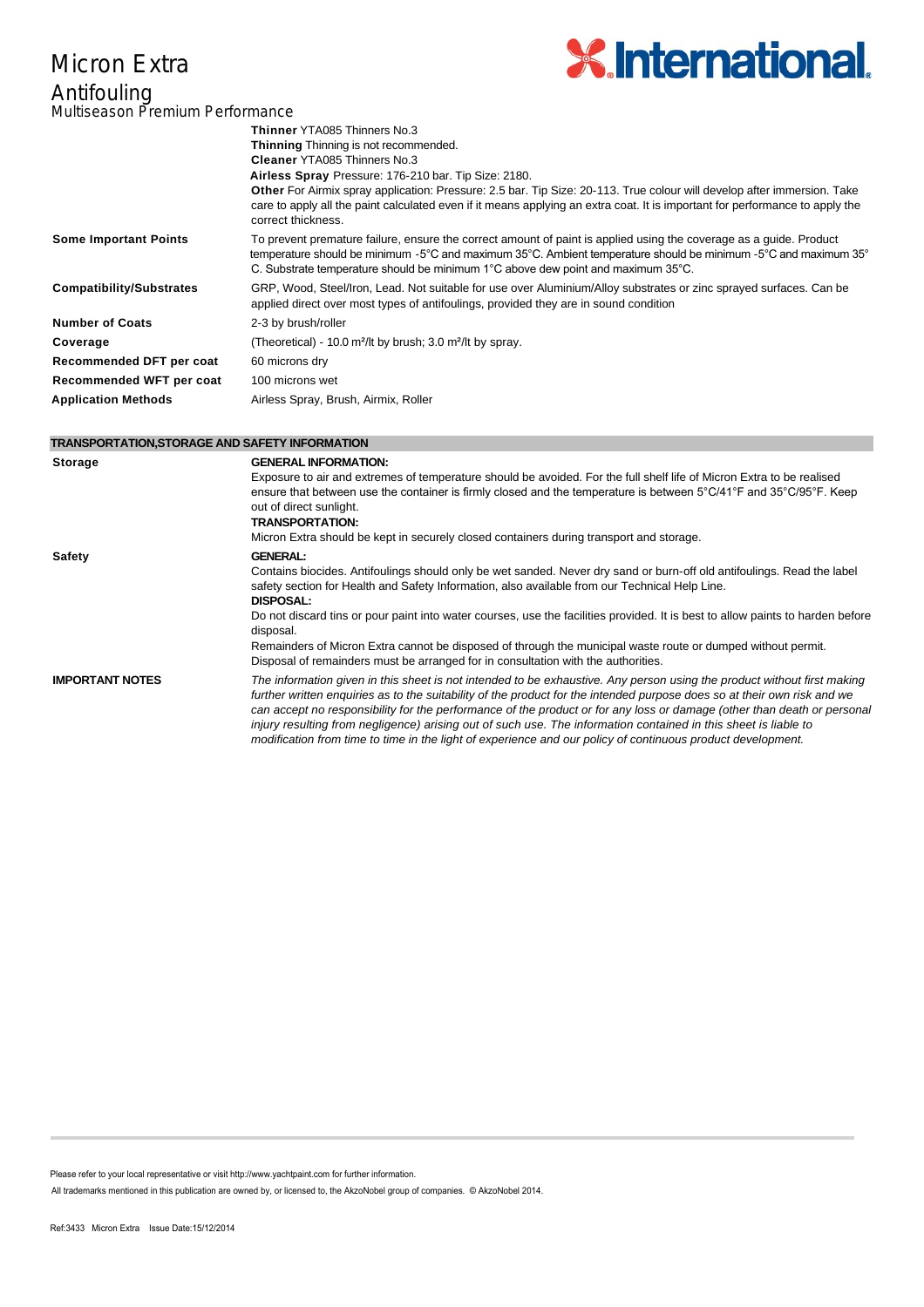# Micron Extra Antifouling

Multiseason Premium Performance

| | |
|---|---|
| | **Thinner** YTA085 Thinners No.3<br>**Thinning** Thinning is not recommended.<br>**Cleaner** YTA085 Thinners No.3<br>**Airless Spray** Pressure: 176-210 bar. Tip Size: 2180.<br>**Other** For Airmix spray application: Pressure: 2.5 bar. Tip Size: 20-113. True colour will develop after immersion. Take care to apply all the paint calculated even if it means applying an extra coat. It is important for performance to apply the correct thickness. |
| **Some Important Points** | To prevent premature failure, ensure the correct amount of paint is applied using the coverage as a guide. Product temperature should be minimum -5°C and maximum 35°C. Ambient temperature should be minimum -5°C and maximum 35° C. Substrate temperature should be minimum 1°C above dew point and maximum 35°C. |
| **Compatibility/Substrates** | GRP, Wood, Steel/Iron, Lead. Not suitable for use over Aluminium/Alloy substrates or zinc sprayed surfaces. Can be applied direct over most types of antifoulings, provided they are in sound condition |
| **Number of Coats** | 2-3 by brush/roller |
| **Coverage** | (Theoretical) - 10.0 m²/lt by brush; 3.0 m²/lt by spray. |
| **Recommended DFT per coat** | 60 microns dry |
| **Recommended WFT per coat** | 100 microns wet |
| **Application Methods** | Airless Spray, Brush, Airmix, Roller |

## TRANSPORTATION,STORAGE AND SAFETY INFORMATION

| | |
|---|---|
| **Storage** | **GENERAL INFORMATION:**<br>Exposure to air and extremes of temperature should be avoided. For the full shelf life of Micron Extra to be realised ensure that between use the container is firmly closed and the temperature is between 5°C/41°F and 35°C/95°F. Keep out of direct sunlight.<br>**TRANSPORTATION:**<br>Micron Extra should be kept in securely closed containers during transport and storage. |
| **Safety** | **GENERAL:**<br>Contains biocides. Antifoulings should only be wet sanded. Never dry sand or burn-off old antifoulings. Read the label safety section for Health and Safety Information, also available from our Technical Help Line.<br>**DISPOSAL:**<br>Do not discard tins or pour paint into water courses, use the facilities provided. It is best to allow paints to harden before disposal.<br>Remainders of Micron Extra cannot be disposed of through the municipal waste route or dumped without permit. Disposal of remainders must be arranged for in consultation with the authorities. |
| **IMPORTANT NOTES** | *The information given in this sheet is not intended to be exhaustive. Any person using the product without first making further written enquiries as to the suitability of the product for the intended purpose does so at their own risk and we can accept no responsibility for the performance of the product or for any loss or damage (other than death or personal injury resulting from negligence) arising out of such use. The information contained in this sheet is liable to modification from time to time in the light of experience and our policy of continuous product development.* |

Please refer to your local representative or visit http://www.yachtpaint.com for further information.

All trademarks mentioned in this publication are owned by, or licensed to, the AkzoNobel group of companies. © AkzoNobel 2014.

Ref:3433 Micron Extra Issue Date:15/12/2014